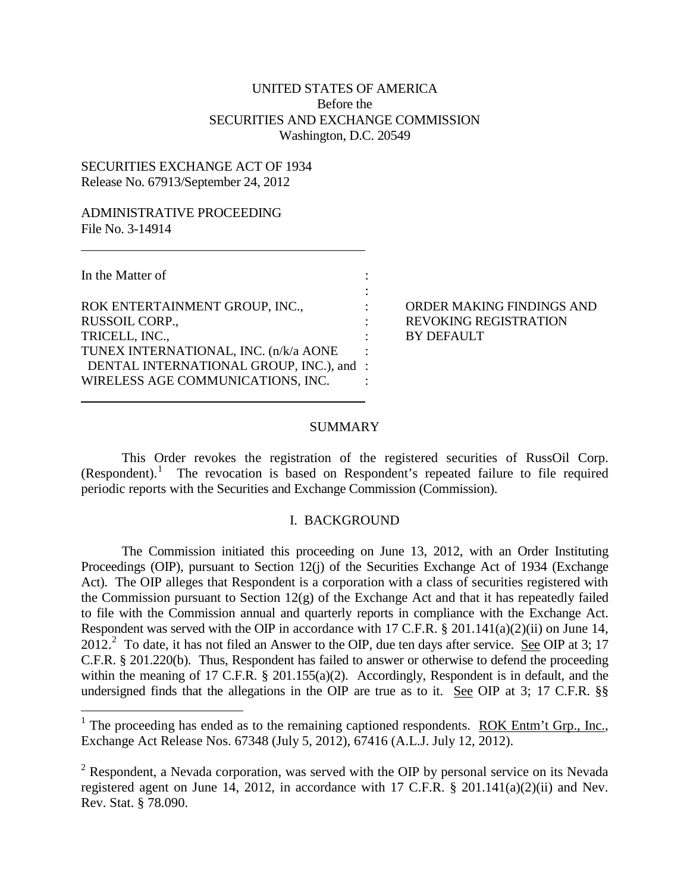UNITED STATES OF AMERICA
Before the
SECURITIES AND EXCHANGE COMMISSION
Washington, D.C. 20549

SECURITIES EXCHANGE ACT OF 1934
Release No. 67913/September 24, 2012

ADMINISTRATIVE PROCEEDING
File No. 3-14914

---

In the Matter of

ROK ENTERTAINMENT GROUP, INC.,
RUSSOIL CORP.,
TRICELL, INC.,
TUNEX INTERNATIONAL, INC. (n/k/a AONE DENTAL INTERNATIONAL GROUP, INC.), and
WIRELESS AGE COMMUNICATIONS, INC.

---

ORDER MAKING FINDINGS AND REVOKING REGISTRATION BY DEFAULT

## SUMMARY

This Order revokes the registration of the registered securities of RussOil Corp. (Respondent).[1] The revocation is based on Respondent's repeated failure to file required periodic reports with the Securities and Exchange Commission (Commission).

## I. BACKGROUND

The Commission initiated this proceeding on June 13, 2012, with an Order Instituting Proceedings (OIP), pursuant to Section 12(j) of the Securities Exchange Act of 1934 (Exchange Act). The OIP alleges that Respondent is a corporation with a class of securities registered with the Commission pursuant to Section 12(g) of the Exchange Act and that it has repeatedly failed to file with the Commission annual and quarterly reports in compliance with the Exchange Act. Respondent was served with the OIP in accordance with 17 C.F.R. § 201.141(a)(2)(ii) on June 14, 2012.[2] To date, it has not filed an Answer to the OIP, due ten days after service. See OIP at 3; 17 C.F.R. § 201.220(b). Thus, Respondent has failed to answer or otherwise to defend the proceeding within the meaning of 17 C.F.R. § 201.155(a)(2). Accordingly, Respondent is in default, and the undersigned finds that the allegations in the OIP are true as to it. See OIP at 3; 17 C.F.R. §§

---

[1] The proceeding has ended as to the remaining captioned respondents. ROK Entm't Grp., Inc., Exchange Act Release Nos. 67348 (July 5, 2012), 67416 (A.L.J. July 12, 2012).

[2] Respondent, a Nevada corporation, was served with the OIP by personal service on its Nevada registered agent on June 14, 2012, in accordance with 17 C.F.R. § 201.141(a)(2)(ii) and Nev. Rev. Stat. § 78.090.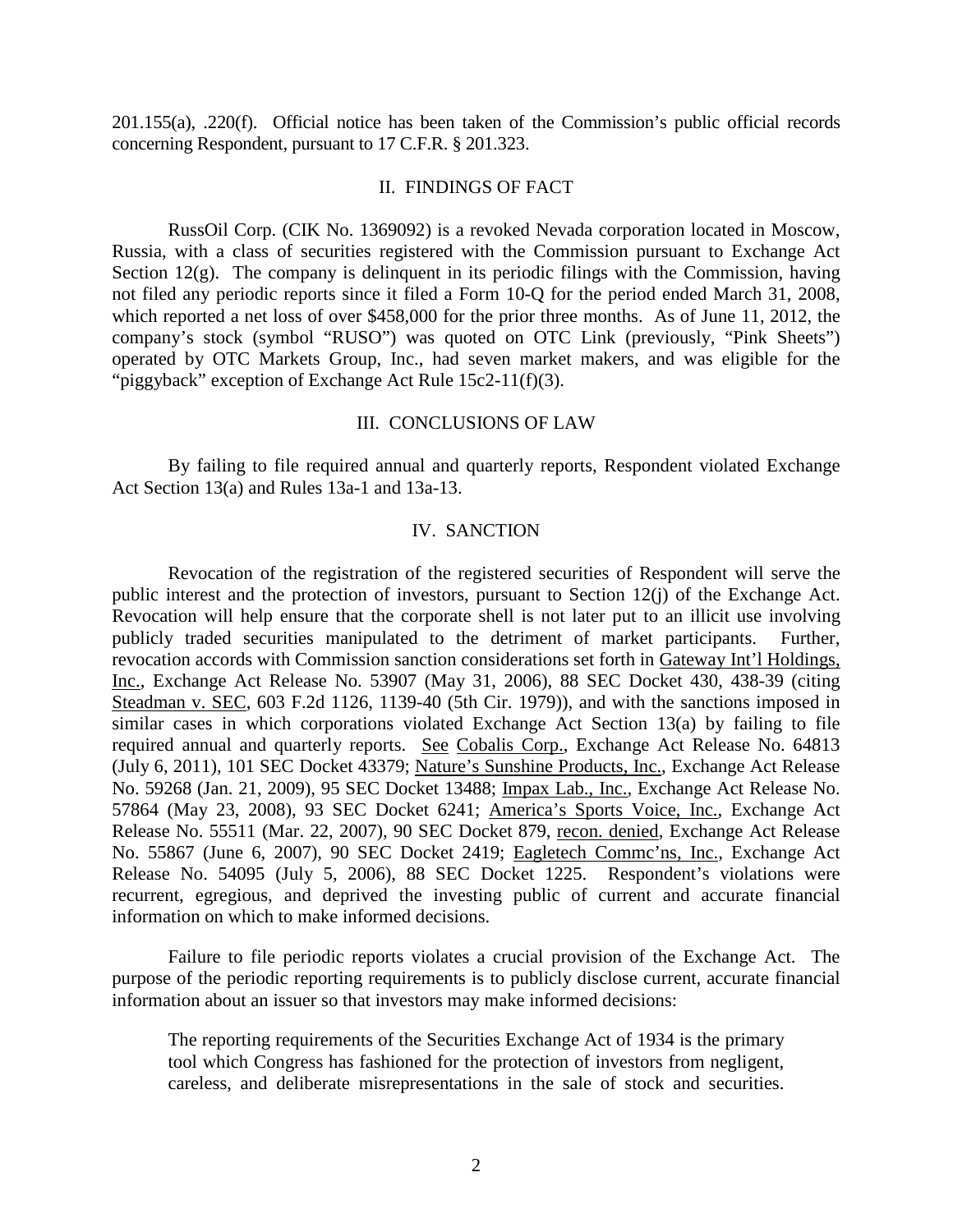201.155(a), .220(f). Official notice has been taken of the Commission's public official records concerning Respondent, pursuant to 17 C.F.R. § 201.323.

## II. FINDINGS OF FACT

RussOil Corp. (CIK No. 1369092) is a revoked Nevada corporation located in Moscow, Russia, with a class of securities registered with the Commission pursuant to Exchange Act Section 12(g). The company is delinquent in its periodic filings with the Commission, having not filed any periodic reports since it filed a Form 10-Q for the period ended March 31, 2008, which reported a net loss of over $458,000 for the prior three months. As of June 11, 2012, the company's stock (symbol "RUSO") was quoted on OTC Link (previously, "Pink Sheets") operated by OTC Markets Group, Inc., had seven market makers, and was eligible for the "piggyback" exception of Exchange Act Rule 15c2-11(f)(3).

## III. CONCLUSIONS OF LAW

By failing to file required annual and quarterly reports, Respondent violated Exchange Act Section 13(a) and Rules 13a-1 and 13a-13.

## IV. SANCTION

Revocation of the registration of the registered securities of Respondent will serve the public interest and the protection of investors, pursuant to Section 12(j) of the Exchange Act. Revocation will help ensure that the corporate shell is not later put to an illicit use involving publicly traded securities manipulated to the detriment of market participants. Further, revocation accords with Commission sanction considerations set forth in Gateway Int'l Holdings, Inc., Exchange Act Release No. 53907 (May 31, 2006), 88 SEC Docket 430, 438-39 (citing Steadman v. SEC, 603 F.2d 1126, 1139-40 (5th Cir. 1979)), and with the sanctions imposed in similar cases in which corporations violated Exchange Act Section 13(a) by failing to file required annual and quarterly reports. See Cobalis Corp., Exchange Act Release No. 64813 (July 6, 2011), 101 SEC Docket 43379; Nature's Sunshine Products, Inc., Exchange Act Release No. 59268 (Jan. 21, 2009), 95 SEC Docket 13488; Impax Lab., Inc., Exchange Act Release No. 57864 (May 23, 2008), 93 SEC Docket 6241; America's Sports Voice, Inc., Exchange Act Release No. 55511 (Mar. 22, 2007), 90 SEC Docket 879, recon. denied, Exchange Act Release No. 55867 (June 6, 2007), 90 SEC Docket 2419; Eagletech Commc'ns, Inc., Exchange Act Release No. 54095 (July 5, 2006), 88 SEC Docket 1225. Respondent's violations were recurrent, egregious, and deprived the investing public of current and accurate financial information on which to make informed decisions.

Failure to file periodic reports violates a crucial provision of the Exchange Act. The purpose of the periodic reporting requirements is to publicly disclose current, accurate financial information about an issuer so that investors may make informed decisions:

> The reporting requirements of the Securities Exchange Act of 1934 is the primary tool which Congress has fashioned for the protection of investors from negligent, careless, and deliberate misrepresentations in the sale of stock and securities.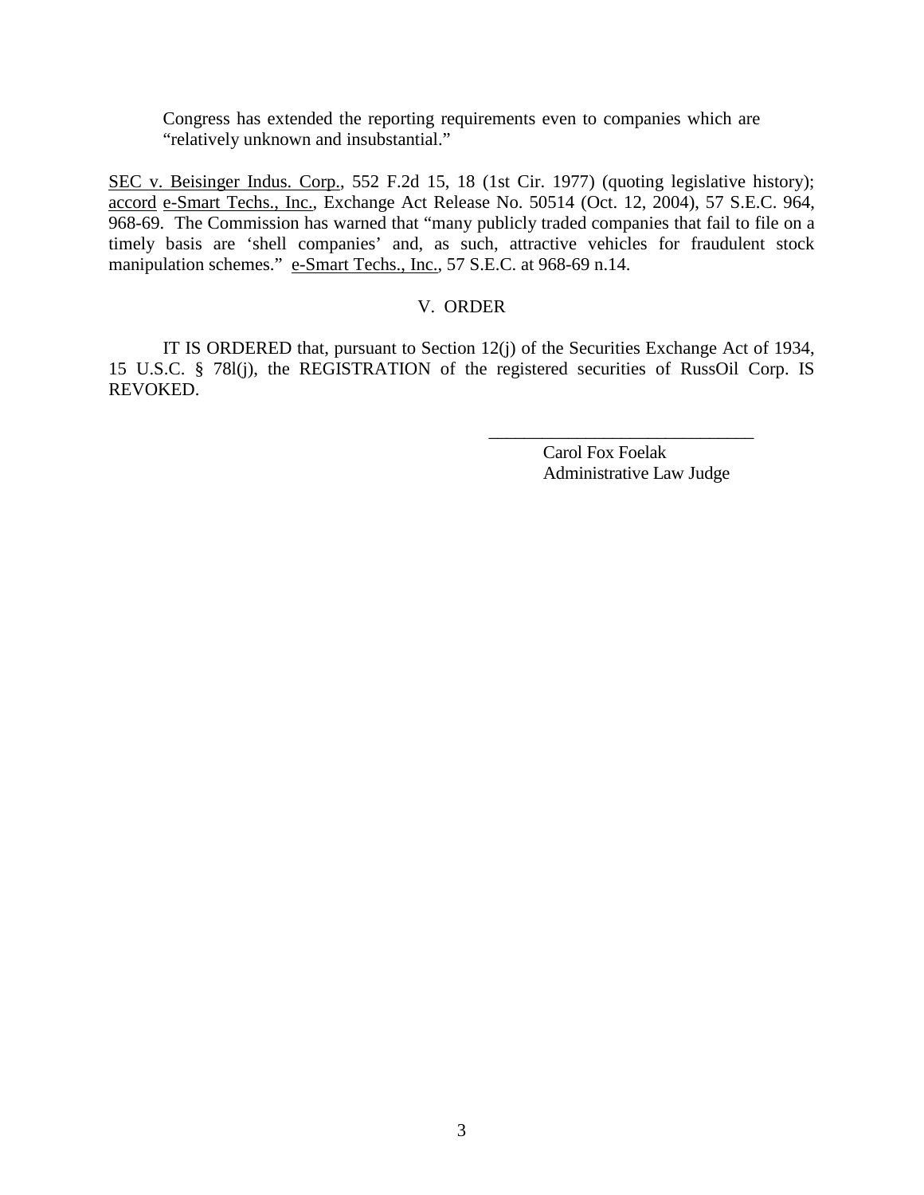> Congress has extended the reporting requirements even to companies which are "relatively unknown and insubstantial."

SEC v. Beisinger Indus. Corp., 552 F.2d 15, 18 (1st Cir. 1977) (quoting legislative history); accord e-Smart Techs., Inc., Exchange Act Release No. 50514 (Oct. 12, 2004), 57 S.E.C. 964, 968-69. The Commission has warned that "many publicly traded companies that fail to file on a timely basis are 'shell companies' and, as such, attractive vehicles for fraudulent stock manipulation schemes." e-Smart Techs., Inc., 57 S.E.C. at 968-69 n.14.

## V. ORDER

IT IS ORDERED that, pursuant to Section 12(j) of the Securities Exchange Act of 1934, 15 U.S.C. § 78l(j), the REGISTRATION of the registered securities of RussOil Corp. IS REVOKED.

\_\_\_\_\_\_\_\_\_\_\_\_\_\_\_\_\_\_\_\_\_\_\_\_\_\_\_\_\_\_

Carol Fox Foelak
Administrative Law Judge